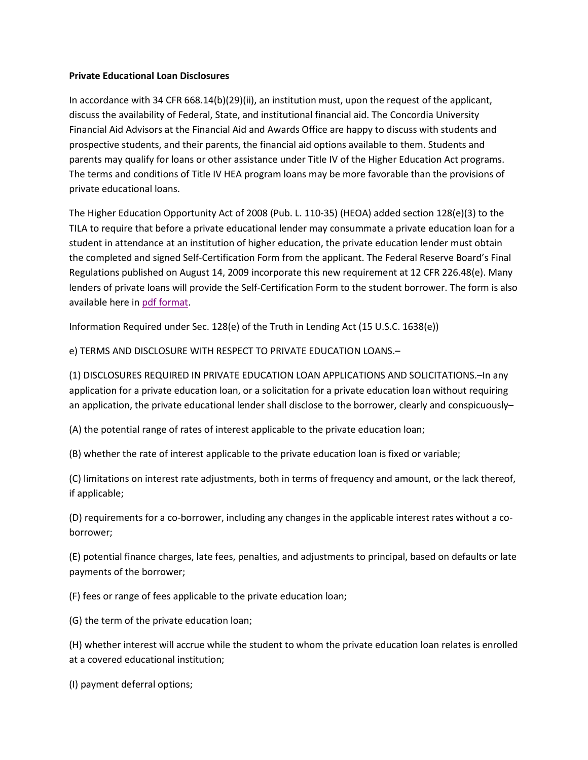**Private Educational Loan Disclosures**

In accordance with 34 CFR 668.14(b)(29)(ii), an institution must, upon the request of the applicant, discuss the availability of Federal, State, and institutional financial aid. The Concordia University Financial Aid Advisors at the Financial Aid and Awards Office are happy to discuss with students and prospective students, and their parents, the financial aid options available to them. Students and parents may qualify for loans or other assistance under Title IV of the Higher Education Act programs. The terms and conditions of Title IV HEA program loans may be more favorable than the provisions of private educational loans.

The Higher Education Opportunity Act of 2008 (Pub. L. 110-35) (HEOA) added section 128(e)(3) to the TILA to require that before a private educational lender may consummate a private education loan for a student in attendance at an institution of higher education, the private education lender must obtain the completed and signed Self-Certification Form from the applicant. The Federal Reserve Board's Final Regulations published on August 14, 2009 incorporate this new requirement at 12 CFR 226.48(e). Many lenders of private loans will provide the Self-Certification Form to the student borrower. The form is also available here in pdf format.

Information Required under Sec. 128(e) of the Truth in Lending Act (15 U.S.C. 1638(e))

e) TERMS AND DISCLOSURE WITH RESPECT TO PRIVATE EDUCATION LOANS.–

(1) DISCLOSURES REQUIRED IN PRIVATE EDUCATION LOAN APPLICATIONS AND SOLICITATIONS.–In any application for a private education loan, or a solicitation for a private education loan without requiring an application, the private educational lender shall disclose to the borrower, clearly and conspicuously–

(A) the potential range of rates of interest applicable to the private education loan;

(B) whether the rate of interest applicable to the private education loan is fixed or variable;

(C) limitations on interest rate adjustments, both in terms of frequency and amount, or the lack thereof, if applicable;

(D) requirements for a co-borrower, including any changes in the applicable interest rates without a co-borrower;

(E) potential finance charges, late fees, penalties, and adjustments to principal, based on defaults or late payments of the borrower;

(F) fees or range of fees applicable to the private education loan;

(G) the term of the private education loan;

(H) whether interest will accrue while the student to whom the private education loan relates is enrolled at a covered educational institution;

(I) payment deferral options;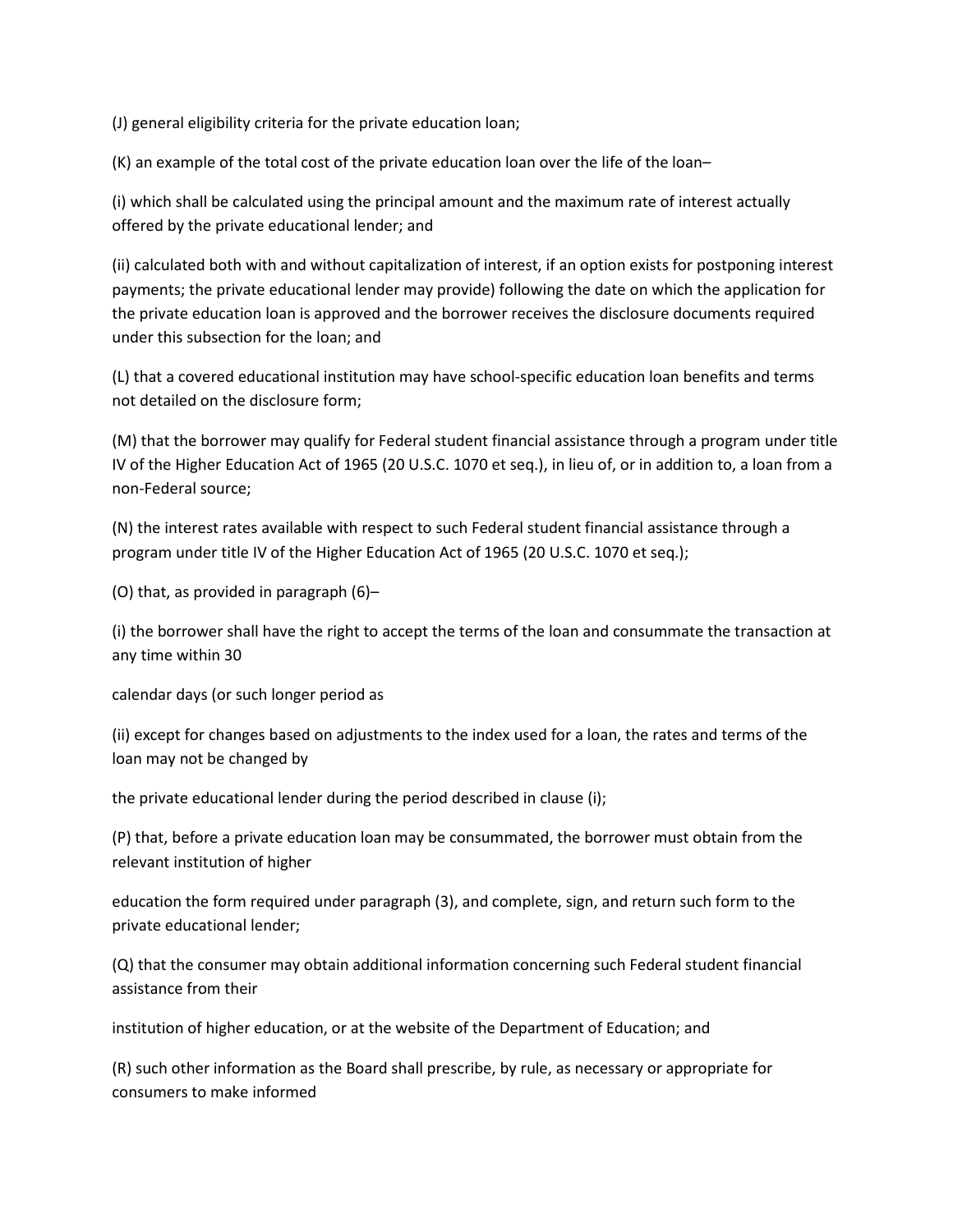(J) general eligibility criteria for the private education loan;

(K) an example of the total cost of the private education loan over the life of the loan–

(i) which shall be calculated using the principal amount and the maximum rate of interest actually offered by the private educational lender; and

(ii) calculated both with and without capitalization of interest, if an option exists for postponing interest payments; the private educational lender may provide) following the date on which the application for the private education loan is approved and the borrower receives the disclosure documents required under this subsection for the loan; and

(L) that a covered educational institution may have school-specific education loan benefits and terms not detailed on the disclosure form;

(M) that the borrower may qualify for Federal student financial assistance through a program under title IV of the Higher Education Act of 1965 (20 U.S.C. 1070 et seq.), in lieu of, or in addition to, a loan from a non-Federal source;

(N) the interest rates available with respect to such Federal student financial assistance through a program under title IV of the Higher Education Act of 1965 (20 U.S.C. 1070 et seq.);

(O) that, as provided in paragraph (6)–

(i) the borrower shall have the right to accept the terms of the loan and consummate the transaction at any time within 30

calendar days (or such longer period as

(ii) except for changes based on adjustments to the index used for a loan, the rates and terms of the loan may not be changed by

the private educational lender during the period described in clause (i);

(P) that, before a private education loan may be consummated, the borrower must obtain from the relevant institution of higher

education the form required under paragraph (3), and complete, sign, and return such form to the private educational lender;

(Q) that the consumer may obtain additional information concerning such Federal student financial assistance from their

institution of higher education, or at the website of the Department of Education; and

(R) such other information as the Board shall prescribe, by rule, as necessary or appropriate for consumers to make informed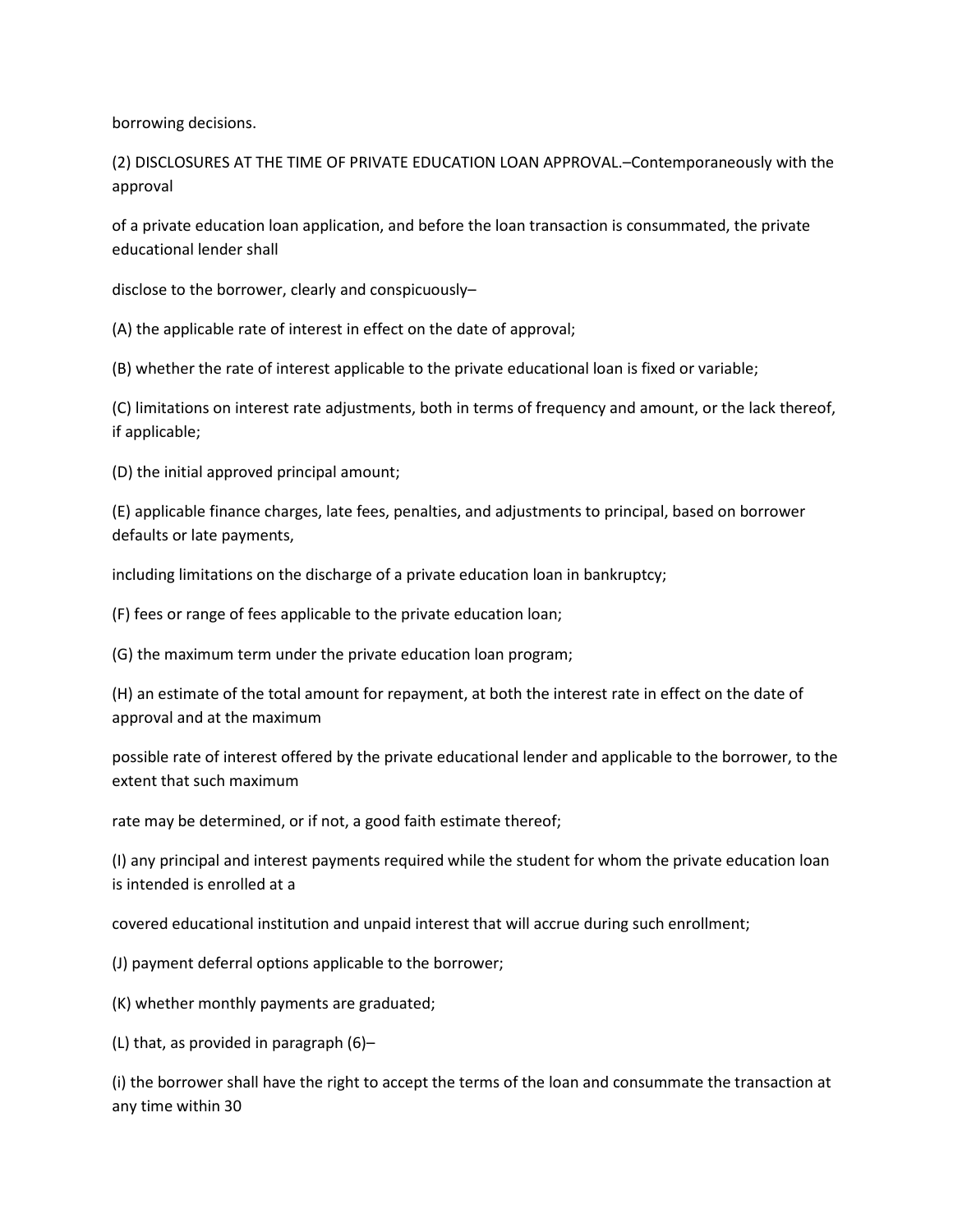borrowing decisions.

(2) DISCLOSURES AT THE TIME OF PRIVATE EDUCATION LOAN APPROVAL.–Contemporaneously with the approval

of a private education loan application, and before the loan transaction is consummated, the private educational lender shall

disclose to the borrower, clearly and conspicuously–

(A) the applicable rate of interest in effect on the date of approval;

(B) whether the rate of interest applicable to the private educational loan is fixed or variable;

(C) limitations on interest rate adjustments, both in terms of frequency and amount, or the lack thereof, if applicable;

(D) the initial approved principal amount;

(E) applicable finance charges, late fees, penalties, and adjustments to principal, based on borrower defaults or late payments,

including limitations on the discharge of a private education loan in bankruptcy;

(F) fees or range of fees applicable to the private education loan;

(G) the maximum term under the private education loan program;

(H) an estimate of the total amount for repayment, at both the interest rate in effect on the date of approval and at the maximum

possible rate of interest offered by the private educational lender and applicable to the borrower, to the extent that such maximum

rate may be determined, or if not, a good faith estimate thereof;

(I) any principal and interest payments required while the student for whom the private education loan is intended is enrolled at a

covered educational institution and unpaid interest that will accrue during such enrollment;

(J) payment deferral options applicable to the borrower;

(K) whether monthly payments are graduated;

(L) that, as provided in paragraph (6)–

(i) the borrower shall have the right to accept the terms of the loan and consummate the transaction at any time within 30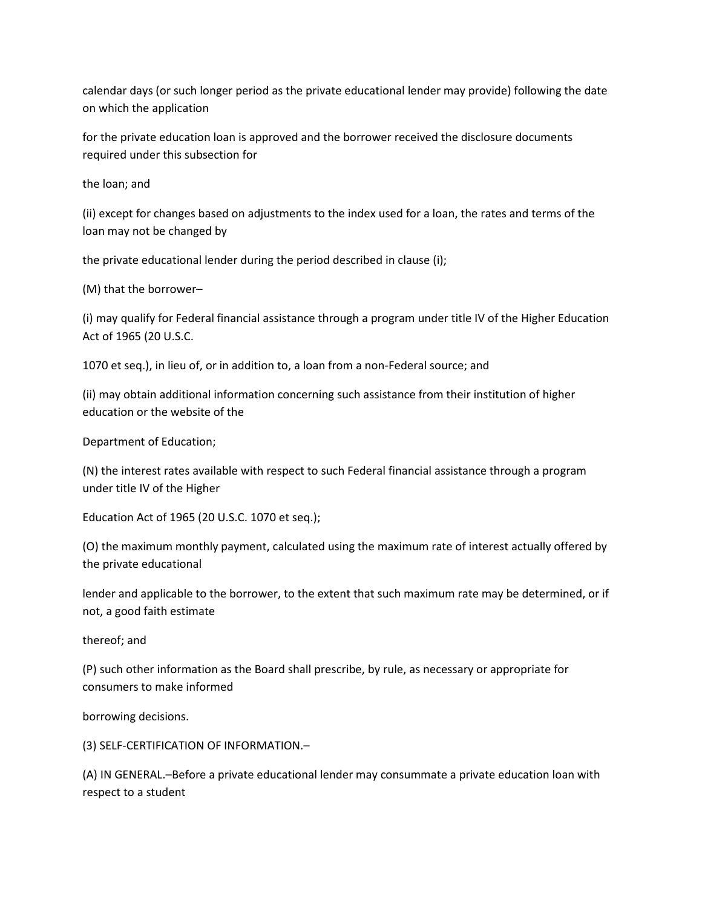calendar days (or such longer period as the private educational lender may provide) following the date on which the application

for the private education loan is approved and the borrower received the disclosure documents required under this subsection for

the loan; and

(ii) except for changes based on adjustments to the index used for a loan, the rates and terms of the loan may not be changed by

the private educational lender during the period described in clause (i);

(M) that the borrower–

(i) may qualify for Federal financial assistance through a program under title IV of the Higher Education Act of 1965 (20 U.S.C.

1070 et seq.), in lieu of, or in addition to, a loan from a non-Federal source; and

(ii) may obtain additional information concerning such assistance from their institution of higher education or the website of the

Department of Education;

(N) the interest rates available with respect to such Federal financial assistance through a program under title IV of the Higher

Education Act of 1965 (20 U.S.C. 1070 et seq.);

(O) the maximum monthly payment, calculated using the maximum rate of interest actually offered by the private educational

lender and applicable to the borrower, to the extent that such maximum rate may be determined, or if not, a good faith estimate

thereof; and

(P) such other information as the Board shall prescribe, by rule, as necessary or appropriate for consumers to make informed

borrowing decisions.

(3) SELF-CERTIFICATION OF INFORMATION.–

(A) IN GENERAL.–Before a private educational lender may consummate a private education loan with respect to a student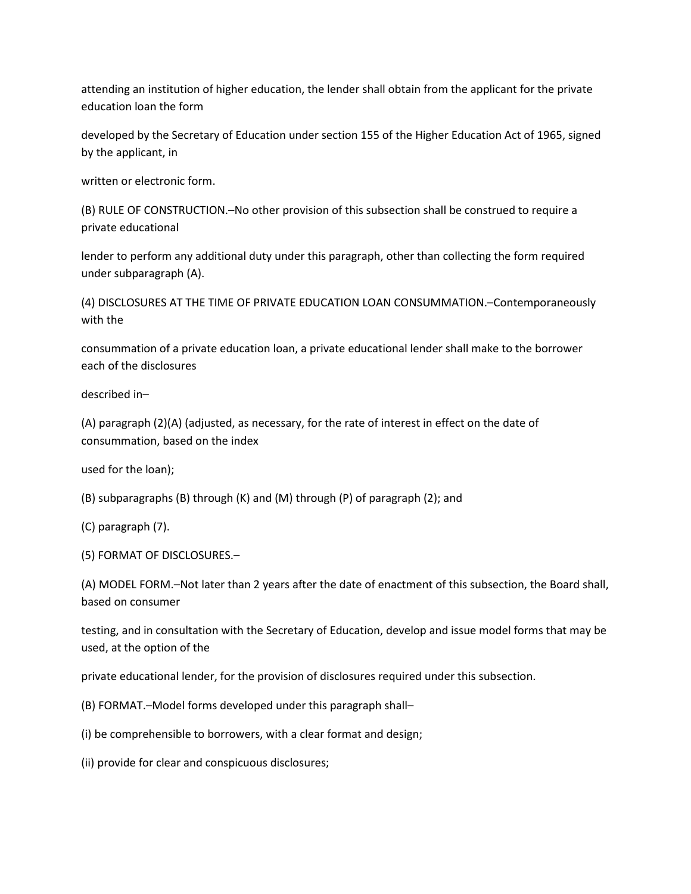attending an institution of higher education, the lender shall obtain from the applicant for the private education loan the form developed by the Secretary of Education under section 155 of the Higher Education Act of 1965, signed by the applicant, in written or electronic form.

(B) RULE OF CONSTRUCTION.–No other provision of this subsection shall be construed to require a private educational lender to perform any additional duty under this paragraph, other than collecting the form required under subparagraph (A).

(4) DISCLOSURES AT THE TIME OF PRIVATE EDUCATION LOAN CONSUMMATION.–Contemporaneously with the consummation of a private education loan, a private educational lender shall make to the borrower each of the disclosures described in–

(A) paragraph (2)(A) (adjusted, as necessary, for the rate of interest in effect on the date of consummation, based on the index used for the loan);

(B) subparagraphs (B) through (K) and (M) through (P) of paragraph (2); and

(C) paragraph (7).

(5) FORMAT OF DISCLOSURES.–

(A) MODEL FORM.–Not later than 2 years after the date of enactment of this subsection, the Board shall, based on consumer testing, and in consultation with the Secretary of Education, develop and issue model forms that may be used, at the option of the private educational lender, for the provision of disclosures required under this subsection.

(B) FORMAT.–Model forms developed under this paragraph shall–

(i) be comprehensible to borrowers, with a clear format and design;

(ii) provide for clear and conspicuous disclosures;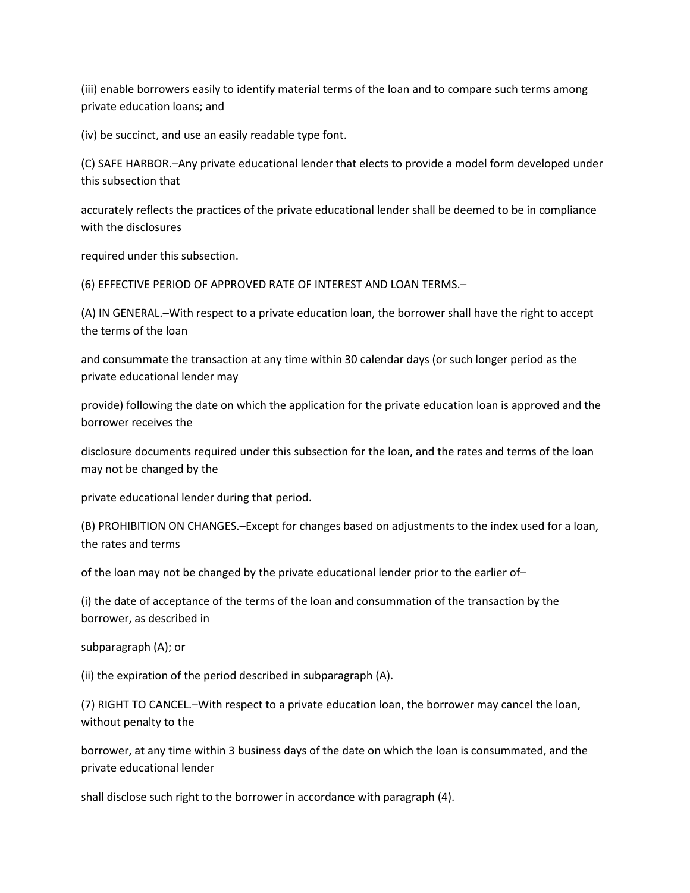(iii) enable borrowers easily to identify material terms of the loan and to compare such terms among private education loans; and

(iv) be succinct, and use an easily readable type font.

(C) SAFE HARBOR.–Any private educational lender that elects to provide a model form developed under this subsection that

accurately reflects the practices of the private educational lender shall be deemed to be in compliance with the disclosures

required under this subsection.

(6) EFFECTIVE PERIOD OF APPROVED RATE OF INTEREST AND LOAN TERMS.–

(A) IN GENERAL.–With respect to a private education loan, the borrower shall have the right to accept the terms of the loan

and consummate the transaction at any time within 30 calendar days (or such longer period as the private educational lender may

provide) following the date on which the application for the private education loan is approved and the borrower receives the

disclosure documents required under this subsection for the loan, and the rates and terms of the loan may not be changed by the

private educational lender during that period.

(B) PROHIBITION ON CHANGES.–Except for changes based on adjustments to the index used for a loan, the rates and terms

of the loan may not be changed by the private educational lender prior to the earlier of–

(i) the date of acceptance of the terms of the loan and consummation of the transaction by the borrower, as described in

subparagraph (A); or

(ii) the expiration of the period described in subparagraph (A).

(7) RIGHT TO CANCEL.–With respect to a private education loan, the borrower may cancel the loan, without penalty to the

borrower, at any time within 3 business days of the date on which the loan is consummated, and the private educational lender

shall disclose such right to the borrower in accordance with paragraph (4).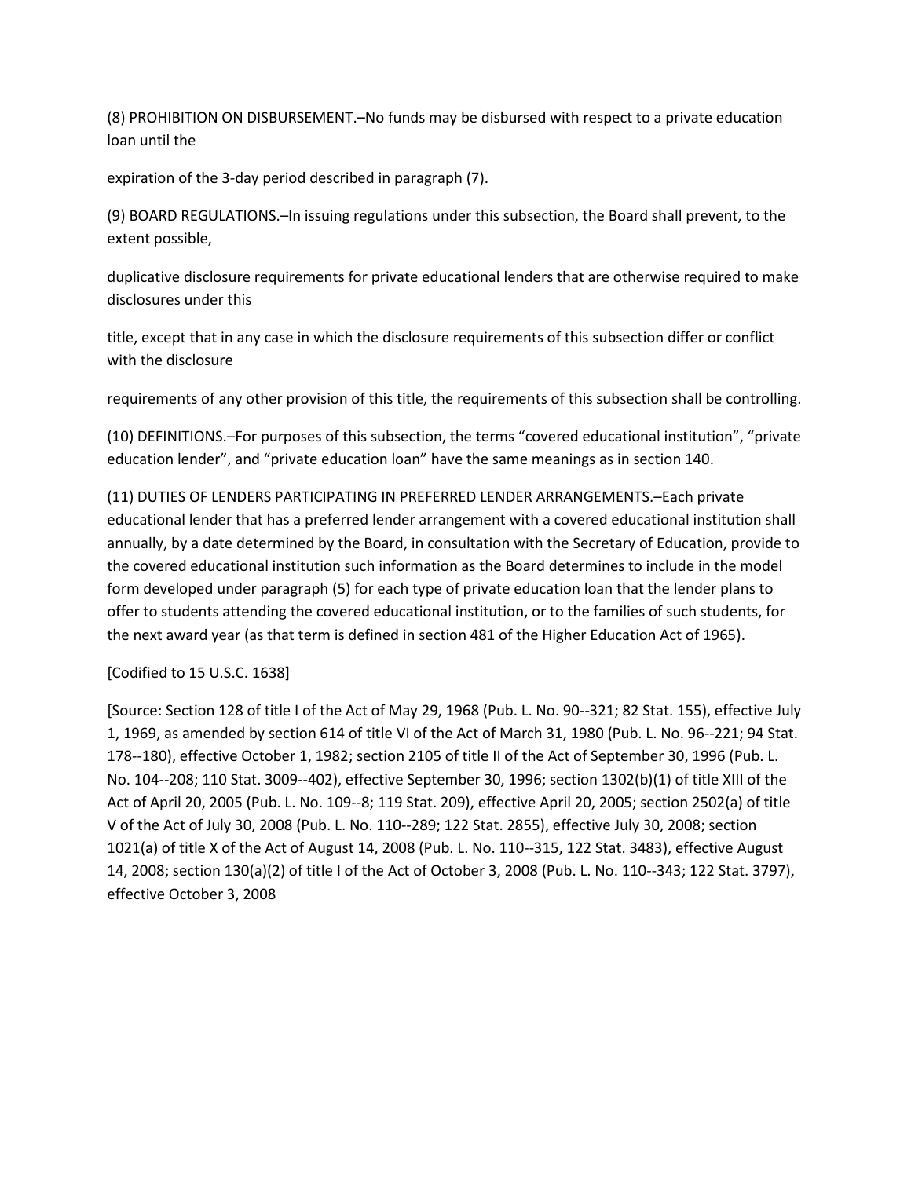(8) PROHIBITION ON DISBURSEMENT.–No funds may be disbursed with respect to a private education loan until the expiration of the 3-day period described in paragraph (7).

(9) BOARD REGULATIONS.–In issuing regulations under this subsection, the Board shall prevent, to the extent possible, duplicative disclosure requirements for private educational lenders that are otherwise required to make disclosures under this title, except that in any case in which the disclosure requirements of this subsection differ or conflict with the disclosure requirements of any other provision of this title, the requirements of this subsection shall be controlling.

(10) DEFINITIONS.–For purposes of this subsection, the terms "covered educational institution", "private education lender", and "private education loan" have the same meanings as in section 140.

(11) DUTIES OF LENDERS PARTICIPATING IN PREFERRED LENDER ARRANGEMENTS.–Each private educational lender that has a preferred lender arrangement with a covered educational institution shall annually, by a date determined by the Board, in consultation with the Secretary of Education, provide to the covered educational institution such information as the Board determines to include in the model form developed under paragraph (5) for each type of private education loan that the lender plans to offer to students attending the covered educational institution, or to the families of such students, for the next award year (as that term is defined in section 481 of the Higher Education Act of 1965).

[Codified to 15 U.S.C. 1638]

[Source: Section 128 of title I of the Act of May 29, 1968 (Pub. L. No. 90--321; 82 Stat. 155), effective July 1, 1969, as amended by section 614 of title VI of the Act of March 31, 1980 (Pub. L. No. 96--221; 94 Stat. 178--180), effective October 1, 1982; section 2105 of title II of the Act of September 30, 1996 (Pub. L. No. 104--208; 110 Stat. 3009--402), effective September 30, 1996; section 1302(b)(1) of title XIII of the Act of April 20, 2005 (Pub. L. No. 109--8; 119 Stat. 209), effective April 20, 2005; section 2502(a) of title V of the Act of July 30, 2008 (Pub. L. No. 110--289; 122 Stat. 2855), effective July 30, 2008; section 1021(a) of title X of the Act of August 14, 2008 (Pub. L. No. 110--315, 122 Stat. 3483), effective August 14, 2008; section 130(a)(2) of title I of the Act of October 3, 2008 (Pub. L. No. 110--343; 122 Stat. 3797), effective October 3, 2008